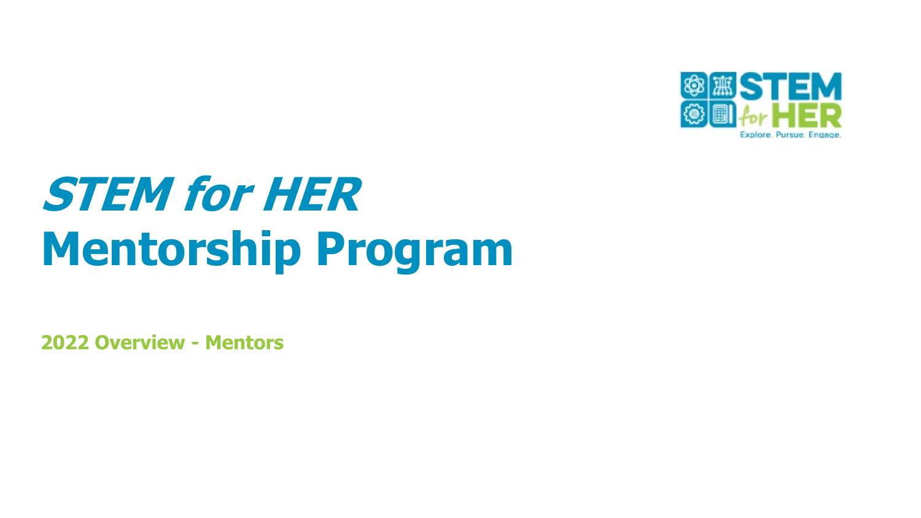# *STEM for HER*
# Mentorship Program

**2022 Overview - Mentors**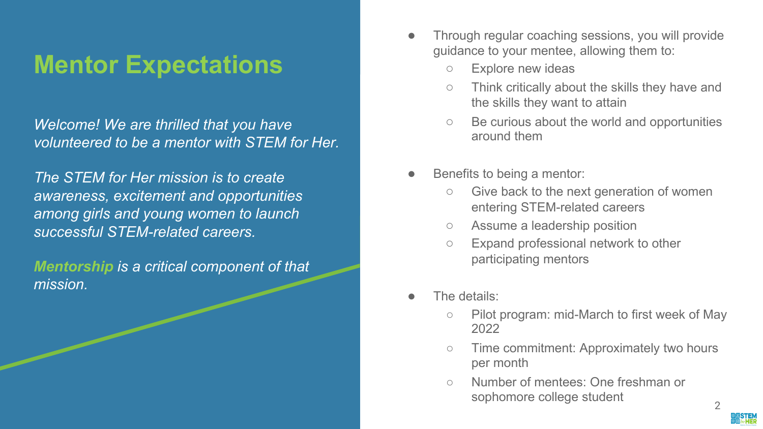# Mentor Expectations

*Welcome! We are thrilled that you have volunteered to be a mentor with STEM for Her.*

*The STEM for Her mission is to create awareness, excitement and opportunities among girls and young women to launch successful STEM-related careers.*

***Mentorship** is a critical component of that mission.*

- Through regular coaching sessions, you will provide guidance to your mentee, allowing them to:
  - Explore new ideas
  - Think critically about the skills they have and the skills they want to attain
  - Be curious about the world and opportunities around them
- Benefits to being a mentor:
  - Give back to the next generation of women entering STEM-related careers
  - Assume a leadership position
  - Expand professional network to other participating mentors
- The details:
  - Pilot program: mid-March to first week of May 2022
  - Time commitment: Approximately two hours per month
  - Number of mentees: One freshman or sophomore college student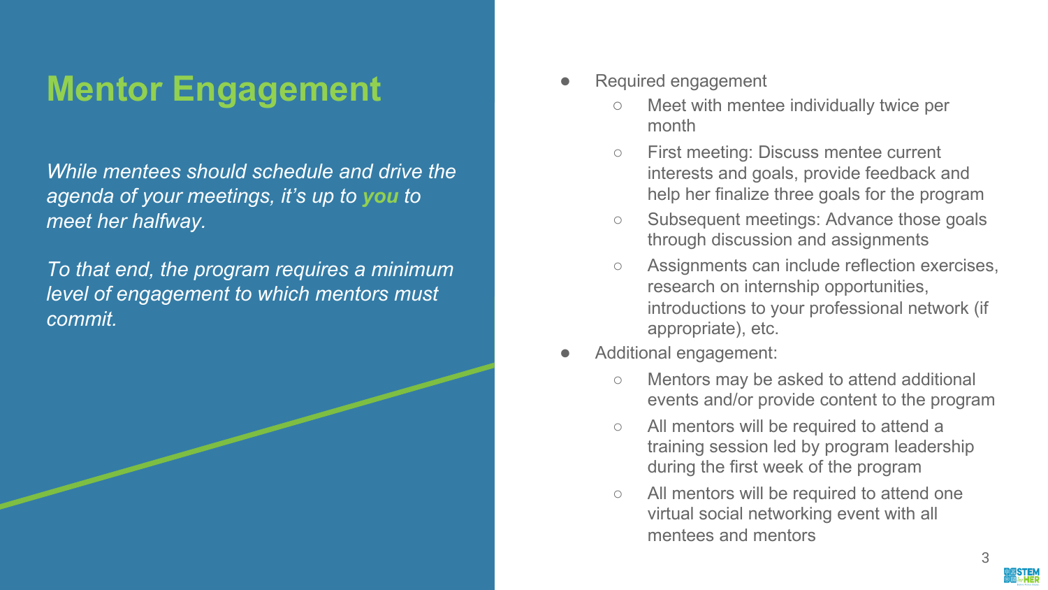# Mentor Engagement

*While mentees should schedule and drive the agenda of your meetings, it's up to **you** to meet her halfway.*

*To that end, the program requires a minimum level of engagement to which mentors must commit.*

- Required engagement
  - Meet with mentee individually twice per month
  - First meeting: Discuss mentee current interests and goals, provide feedback and help her finalize three goals for the program
  - Subsequent meetings: Advance those goals through discussion and assignments
  - Assignments can include reflection exercises, research on internship opportunities, introductions to your professional network (if appropriate), etc.
- Additional engagement:
  - Mentors may be asked to attend additional events and/or provide content to the program
  - All mentors will be required to attend a training session led by program leadership during the first week of the program
  - All mentors will be required to attend one virtual social networking event with all mentees and mentors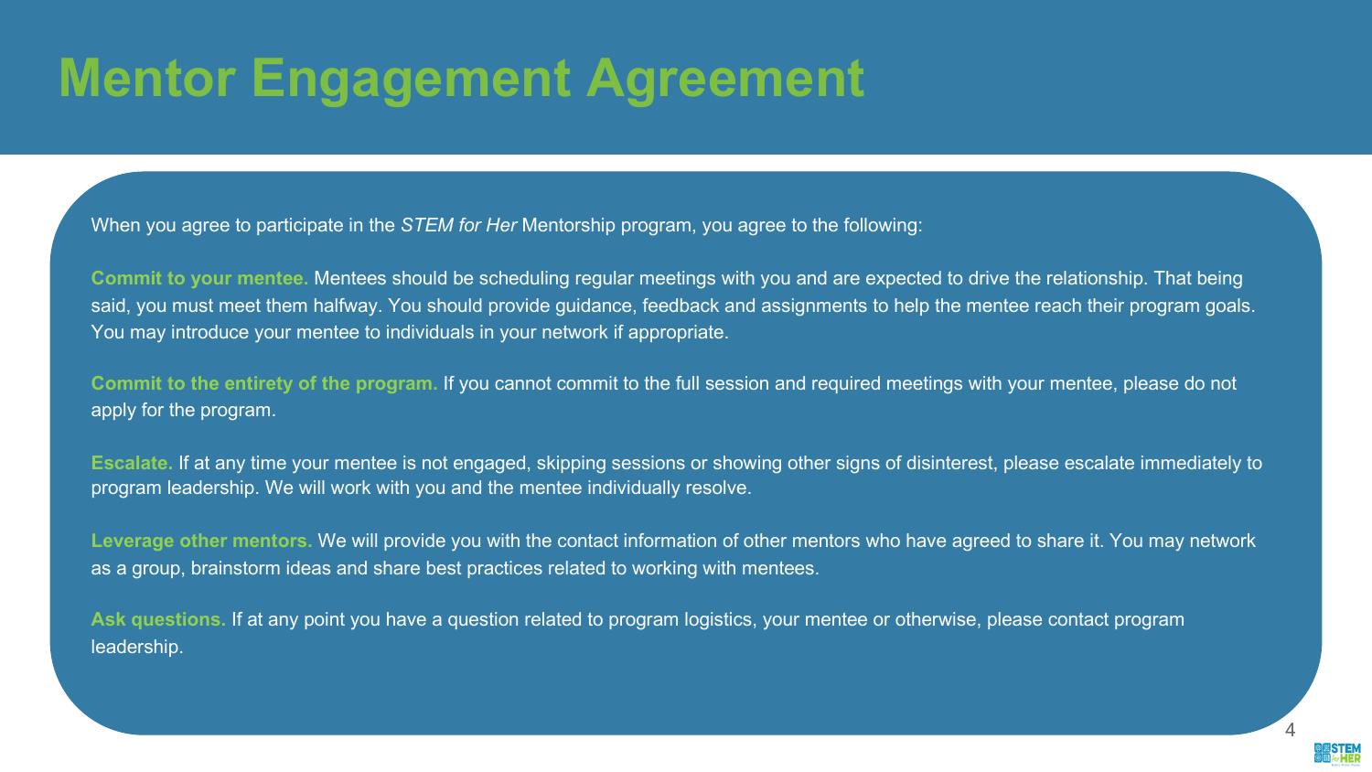# Mentor Engagement Agreement

When you agree to participate in the *STEM for Her* Mentorship program, you agree to the following:

**Commit to your mentee.** Mentees should be scheduling regular meetings with you and are expected to drive the relationship. That being said, you must meet them halfway. You should provide guidance, feedback and assignments to help the mentee reach their program goals. You may introduce your mentee to individuals in your network if appropriate.

**Commit to the entirety of the program.** If you cannot commit to the full session and required meetings with your mentee, please do not apply for the program.

**Escalate.** If at any time your mentee is not engaged, skipping sessions or showing other signs of disinterest, please escalate immediately to program leadership. We will work with you and the mentee individually resolve.

**Leverage other mentors.** We will provide you with the contact information of other mentors who have agreed to share it. You may network as a group, brainstorm ideas and share best practices related to working with mentees.

**Ask questions.** If at any point you have a question related to program logistics, your mentee or otherwise, please contact program leadership.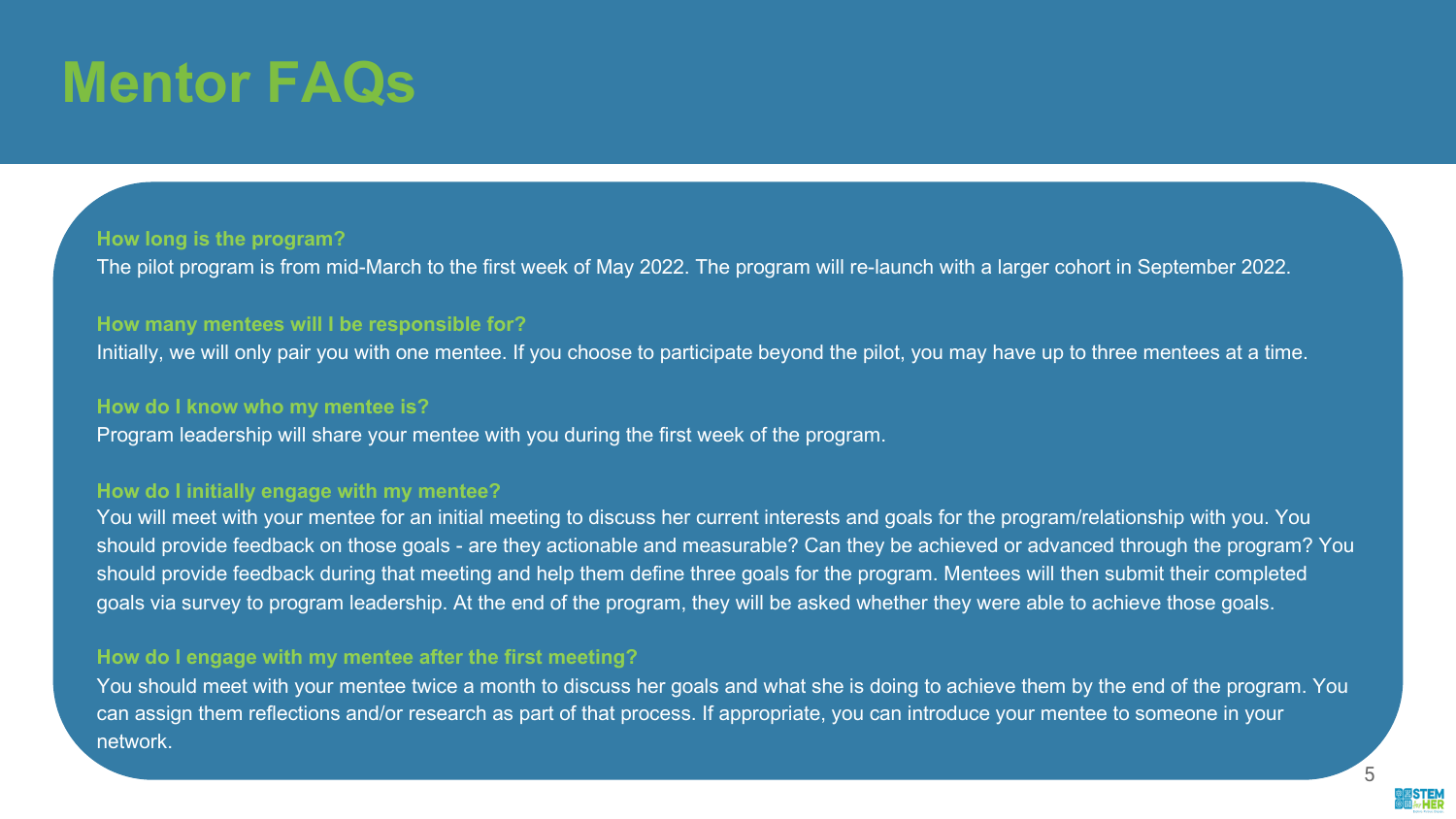# Mentor FAQs

**How long is the program?**

The pilot program is from mid-March to the first week of May 2022. The program will re-launch with a larger cohort in September 2022.

**How many mentees will I be responsible for?**

Initially, we will only pair you with one mentee. If you choose to participate beyond the pilot, you may have up to three mentees at a time.

**How do I know who my mentee is?**

Program leadership will share your mentee with you during the first week of the program.

**How do I initially engage with my mentee?**

You will meet with your mentee for an initial meeting to discuss her current interests and goals for the program/relationship with you. You should provide feedback on those goals - are they actionable and measurable? Can they be achieved or advanced through the program? You should provide feedback during that meeting and help them define three goals for the program. Mentees will then submit their completed goals via survey to program leadership. At the end of the program, they will be asked whether they were able to achieve those goals.

**How do I engage with my mentee after the first meeting?**

You should meet with your mentee twice a month to discuss her goals and what she is doing to achieve them by the end of the program. You can assign them reflections and/or research as part of that process. If appropriate, you can introduce your mentee to someone in your network.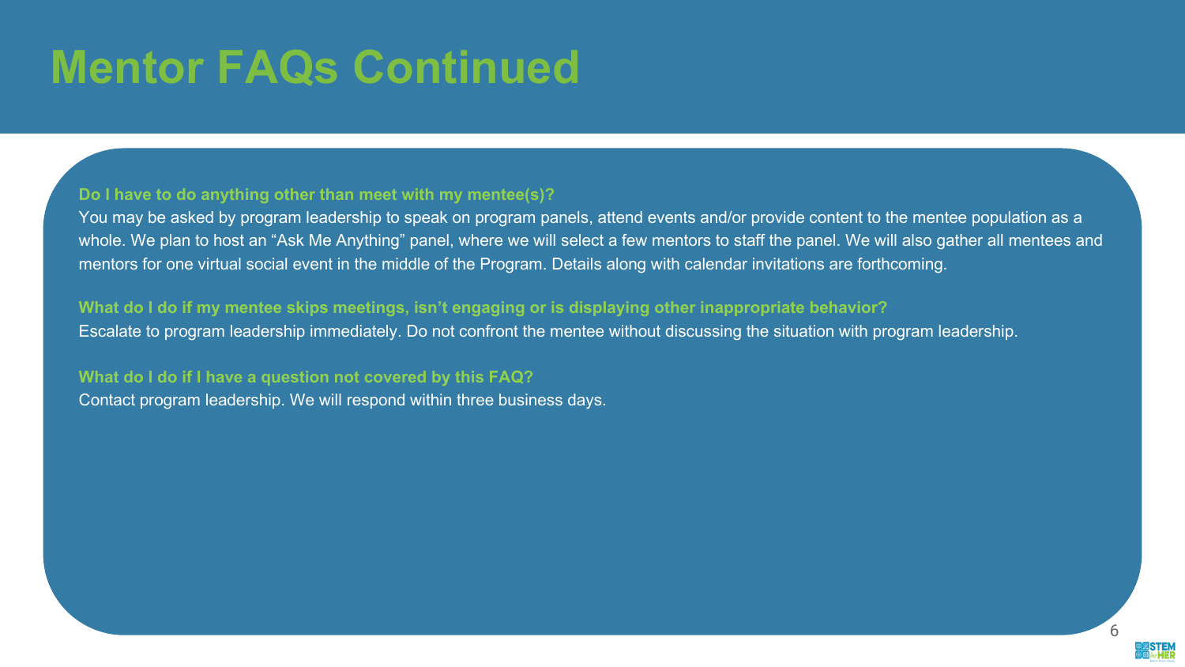# Mentor FAQs Continued

**Do I have to do anything other than meet with my mentee(s)?**

You may be asked by program leadership to speak on program panels, attend events and/or provide content to the mentee population as a whole. We plan to host an "Ask Me Anything" panel, where we will select a few mentors to staff the panel. We will also gather all mentees and mentors for one virtual social event in the middle of the Program. Details along with calendar invitations are forthcoming.

**What do I do if my mentee skips meetings, isn't engaging or is displaying other inappropriate behavior?**

Escalate to program leadership immediately. Do not confront the mentee without discussing the situation with program leadership.

**What do I do if I have a question not covered by this FAQ?**

Contact program leadership. We will respond within three business days.